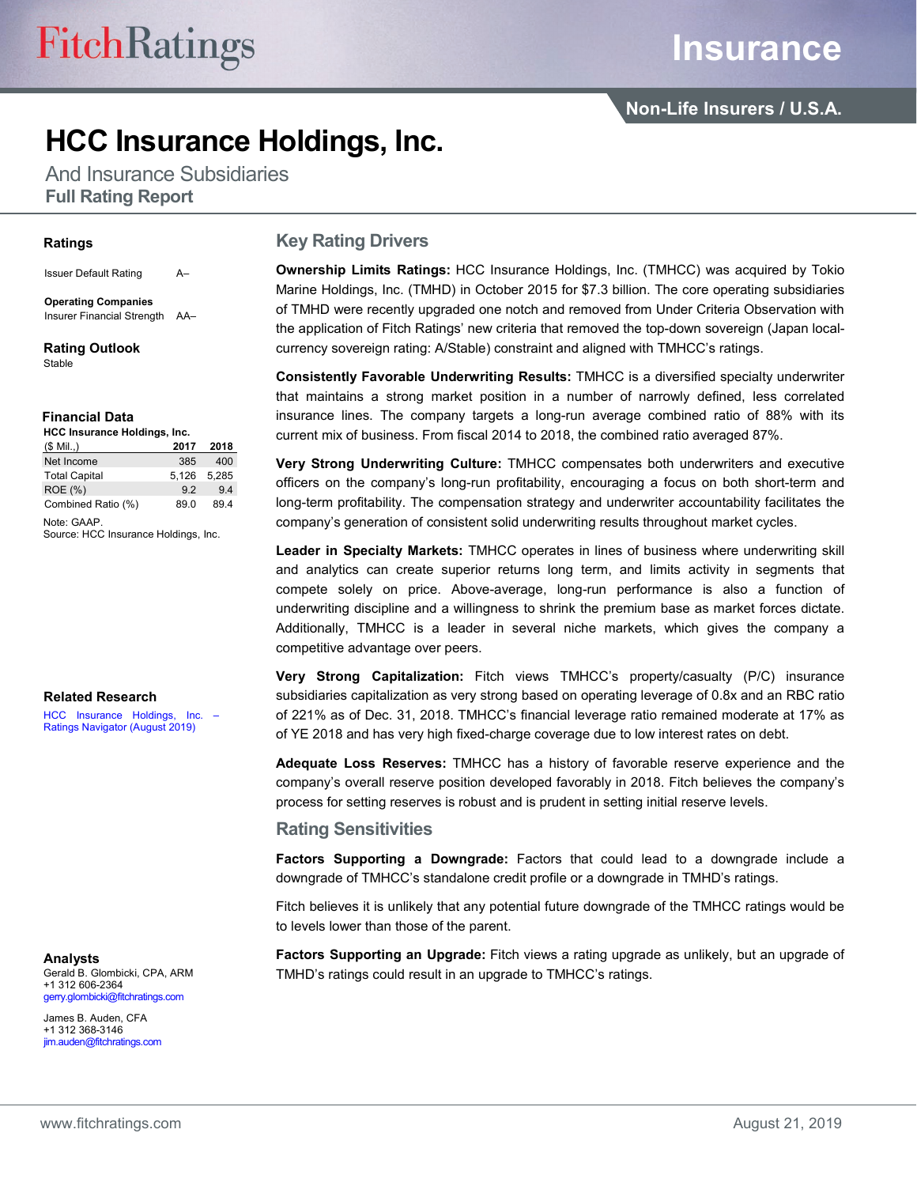# HCC Insurance Holdings, Inc.

And Insurance Subsidiaries

**Full Rating Report**

Insurance

Non-Life Insurers / U.S.A.

## Ratings

| | |
|---|---|
| Issuer Default Rating | A– |
| **Operating Companies** | |
| Insurer Financial Strength | AA– |

## Rating Outlook

Stable

## Financial Data

**HCC Insurance Holdings, Inc.**

| ($ Mil.) | 2017 | 2018 |
|---|---|---|
| Net Income | 385 | 400 |
| Total Capital | 5,126 | 5,285 |
| ROE (%) | 9.2 | 9.4 |
| Combined Ratio (%) | 89.0 | 89.4 |

Note: GAAP.
Source: HCC Insurance Holdings, Inc.

## Related Research

HCC Insurance Holdings, Inc. – Ratings Navigator (August 2019)

## Analysts

Gerald B. Glombicki, CPA, ARM
+1 312 606-2364
gerry.glombicki@fitchratings.com

James B. Auden, CFA
+1 312 368-3146
jim.auden@fitchratings.com

## Key Rating Drivers

**Ownership Limits Ratings:** HCC Insurance Holdings, Inc. (TMHCC) was acquired by Tokio Marine Holdings, Inc. (TMHD) in October 2015 for $7.3 billion. The core operating subsidiaries of TMHD were recently upgraded one notch and removed from Under Criteria Observation with the application of Fitch Ratings' new criteria that removed the top-down sovereign (Japan local-currency sovereign rating: A/Stable) constraint and aligned with TMHCC's ratings.

**Consistently Favorable Underwriting Results:** TMHCC is a diversified specialty underwriter that maintains a strong market position in a number of narrowly defined, less correlated insurance lines. The company targets a long-run average combined ratio of 88% with its current mix of business. From fiscal 2014 to 2018, the combined ratio averaged 87%.

**Very Strong Underwriting Culture:** TMHCC compensates both underwriters and executive officers on the company's long-run profitability, encouraging a focus on both short-term and long-term profitability. The compensation strategy and underwriter accountability facilitates the company's generation of consistent solid underwriting results throughout market cycles.

**Leader in Specialty Markets:** TMHCC operates in lines of business where underwriting skill and analytics can create superior returns long term, and limits activity in segments that compete solely on price. Above-average, long-run performance is also a function of underwriting discipline and a willingness to shrink the premium base as market forces dictate. Additionally, TMHCC is a leader in several niche markets, which gives the company a competitive advantage over peers.

**Very Strong Capitalization:** Fitch views TMHCC's property/casualty (P/C) insurance subsidiaries capitalization as very strong based on operating leverage of 0.8x and an RBC ratio of 221% as of Dec. 31, 2018. TMHCC's financial leverage ratio remained moderate at 17% as of YE 2018 and has very high fixed-charge coverage due to low interest rates on debt.

**Adequate Loss Reserves:** TMHCC has a history of favorable reserve experience and the company's overall reserve position developed favorably in 2018. Fitch believes the company's process for setting reserves is robust and is prudent in setting initial reserve levels.

## Rating Sensitivities

**Factors Supporting a Downgrade:** Factors that could lead to a downgrade include a downgrade of TMHCC's standalone credit profile or a downgrade in TMHD's ratings.

Fitch believes it is unlikely that any potential future downgrade of the TMHCC ratings would be to levels lower than those of the parent.

**Factors Supporting an Upgrade:** Fitch views a rating upgrade as unlikely, but an upgrade of TMHD's ratings could result in an upgrade to TMHCC's ratings.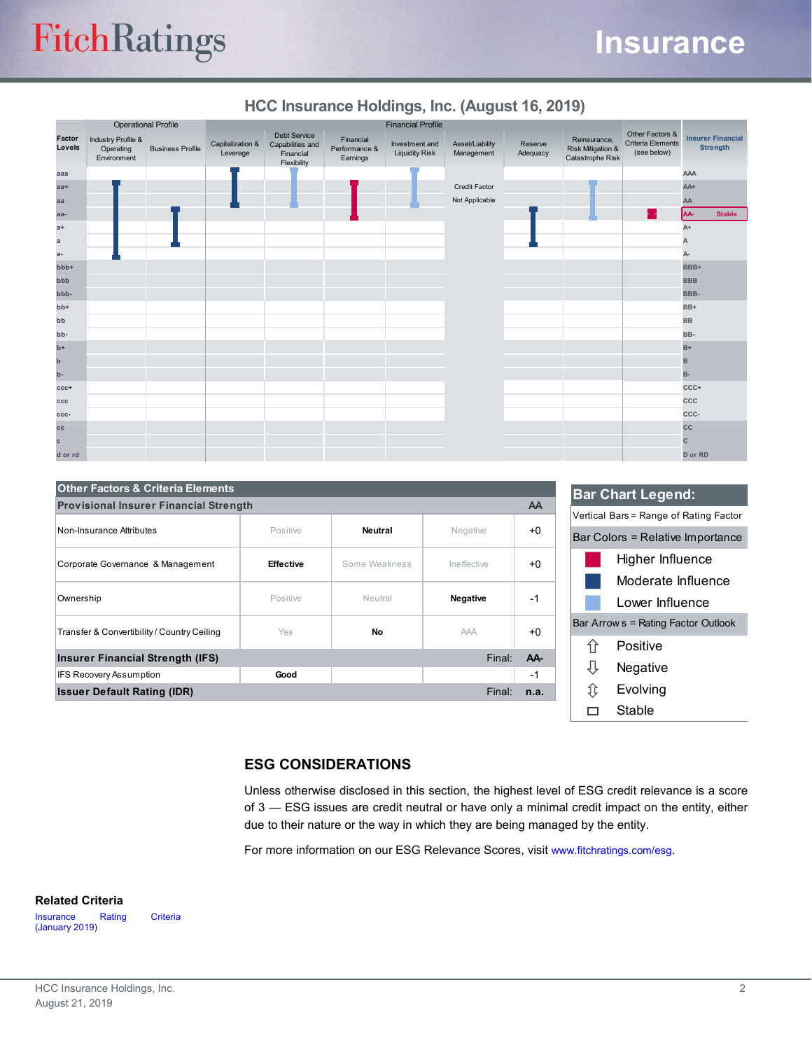## HCC Insurance Holdings, Inc. (August 16, 2019)

| Factor Levels | Operational Profile: Industry Profile & Operating Environment | Operational Profile: Business Profile | Financial Profile: Capitalization & Leverage | Financial Profile: Debt Service Capabilities and Financial Flexibility | Financial Profile: Financial Performance & Earnings | Financial Profile: Investment and Liquidity Risk | Financial Profile: Asset/Liability Management | Financial Profile: Reserve Adequacy | Financial Profile: Reinsurance, Risk Mitigation & Catastrophe Risk | Other Factors & Criteria Elements (see below) | Insurer Financial Strength |
|---|---|---|---|---|---|---|---|---|---|---|---|
| aaa | | | | | | | | | | | AAA |
| aa+ | | | | | | | Credit Factor | | | | AA+ |
| aa | | | | | | | Not Applicable | | | | AA |
| aa- | | | | | | | | | | | AA- Stable |
| a+ | | | | | | | | | | | A+ |
| a | | | | | | | | | | | A |
| a- | | | | | | | | | | | A- |
| bbb+ | | | | | | | | | | | BBB+ |
| bbb | | | | | | | | | | | BBB |
| bbb- | | | | | | | | | | | BBB- |
| bb+ | | | | | | | | | | | BB+ |
| bb | | | | | | | | | | | BB |
| bb- | | | | | | | | | | | BB- |
| b+ | | | | | | | | | | | B+ |
| b | | | | | | | | | | | B |
| b- | | | | | | | | | | | B- |
| ccc+ | | | | | | | | | | | CCC+ |
| ccc | | | | | | | | | | | CCC |
| ccc- | | | | | | | | | | | CCC- |
| cc | | | | | | | | | | | CC |
| c | | | | | | | | | | | C |
| d or rd | | | | | | | | | | | D or RD |

| Other Factors & Criteria Elements | | | | |
|---|---|---|---|---|
| **Provisional Insurer Financial Strength** | | | | **AA** |
| Non-Insurance Attributes | Positive | **Neutral** | Negative | +0 |
| Corporate Governance & Management | **Effective** | Some Weakness | Ineffective | +0 |
| Ownership | Positive | Neutral | **Negative** | -1 |
| Transfer & Convertibility / Country Ceiling | Yes | **No** | AAA | +0 |
| **Insurer Financial Strength (IFS)** | | | Final: | **AA-** |
| IFS Recovery Assumption | **Good** | | | -1 |
| **Issuer Default Rating (IDR)** | | | Final: | **n.a.** |

**Bar Chart Legend:**

Vertical Bars = Range of Rating Factor

Bar Colors = Relative Importance

- Higher Influence
- Moderate Influence
- Lower Influence

Bar Arrows = Rating Factor Outlook

- ⇧ Positive
- ⇩ Negative
- ⇳ Evolving
- ▭ Stable

## ESG CONSIDERATIONS

Unless otherwise disclosed in this section, the highest level of ESG credit relevance is a score of 3 — ESG issues are credit neutral or have only a minimal credit impact on the entity, either due to their nature or the way in which they are being managed by the entity.

For more information on our ESG Relevance Scores, visit www.fitchratings.com/esg.

**Related Criteria**

Insurance Rating Criteria (January 2019)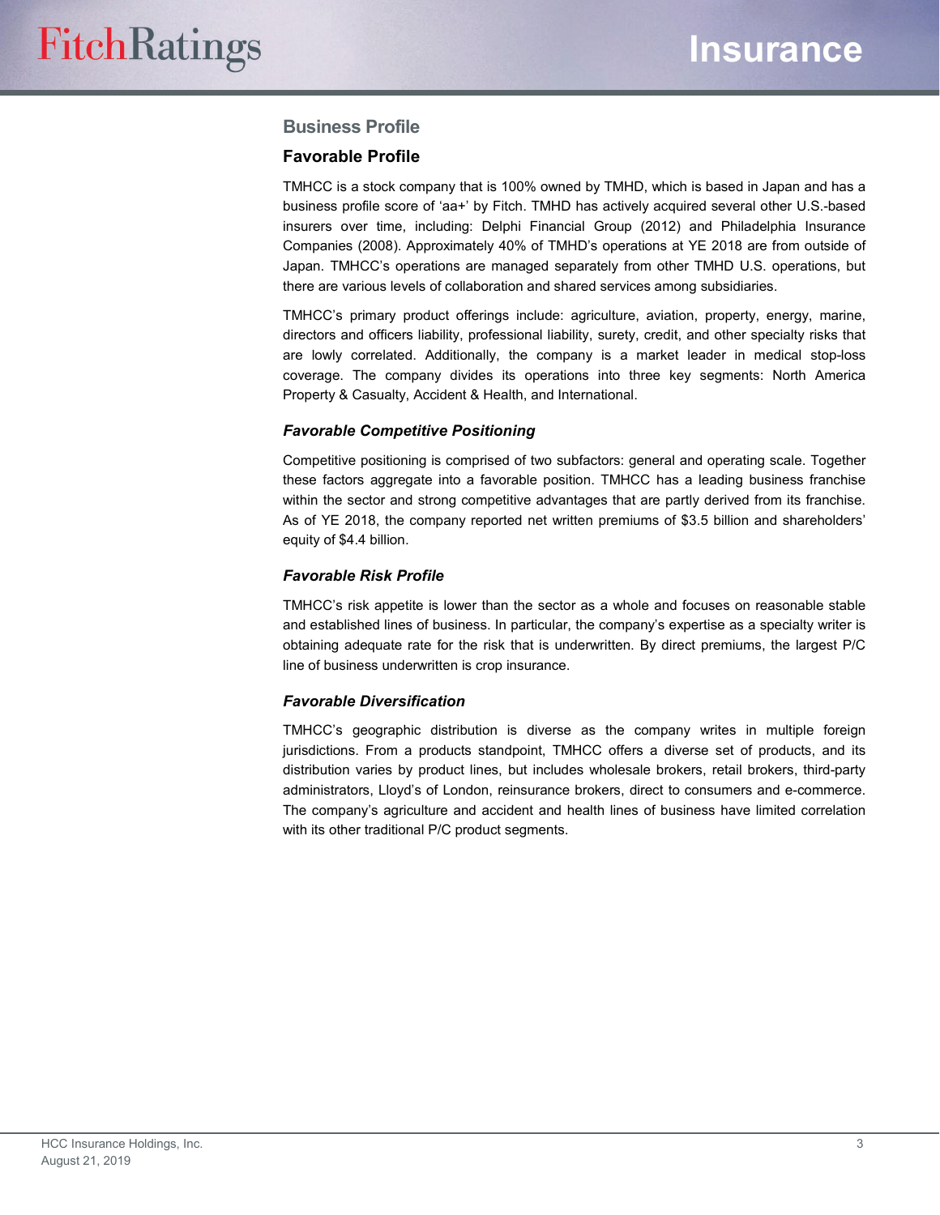## Business Profile

### Favorable Profile

TMHCC is a stock company that is 100% owned by TMHD, which is based in Japan and has a business profile score of 'aa+' by Fitch. TMHD has actively acquired several other U.S.-based insurers over time, including: Delphi Financial Group (2012) and Philadelphia Insurance Companies (2008). Approximately 40% of TMHD's operations at YE 2018 are from outside of Japan. TMHCC's operations are managed separately from other TMHD U.S. operations, but there are various levels of collaboration and shared services among subsidiaries.

TMHCC's primary product offerings include: agriculture, aviation, property, energy, marine, directors and officers liability, professional liability, surety, credit, and other specialty risks that are lowly correlated. Additionally, the company is a market leader in medical stop-loss coverage. The company divides its operations into three key segments: North America Property & Casualty, Accident & Health, and International.

#### *Favorable Competitive Positioning*

Competitive positioning is comprised of two subfactors: general and operating scale. Together these factors aggregate into a favorable position. TMHCC has a leading business franchise within the sector and strong competitive advantages that are partly derived from its franchise. As of YE 2018, the company reported net written premiums of $3.5 billion and shareholders' equity of $4.4 billion.

#### *Favorable Risk Profile*

TMHCC's risk appetite is lower than the sector as a whole and focuses on reasonable stable and established lines of business. In particular, the company's expertise as a specialty writer is obtaining adequate rate for the risk that is underwritten. By direct premiums, the largest P/C line of business underwritten is crop insurance.

#### *Favorable Diversification*

TMHCC's geographic distribution is diverse as the company writes in multiple foreign jurisdictions. From a products standpoint, TMHCC offers a diverse set of products, and its distribution varies by product lines, but includes wholesale brokers, retail brokers, third-party administrators, Lloyd's of London, reinsurance brokers, direct to consumers and e-commerce. The company's agriculture and accident and health lines of business have limited correlation with its other traditional P/C product segments.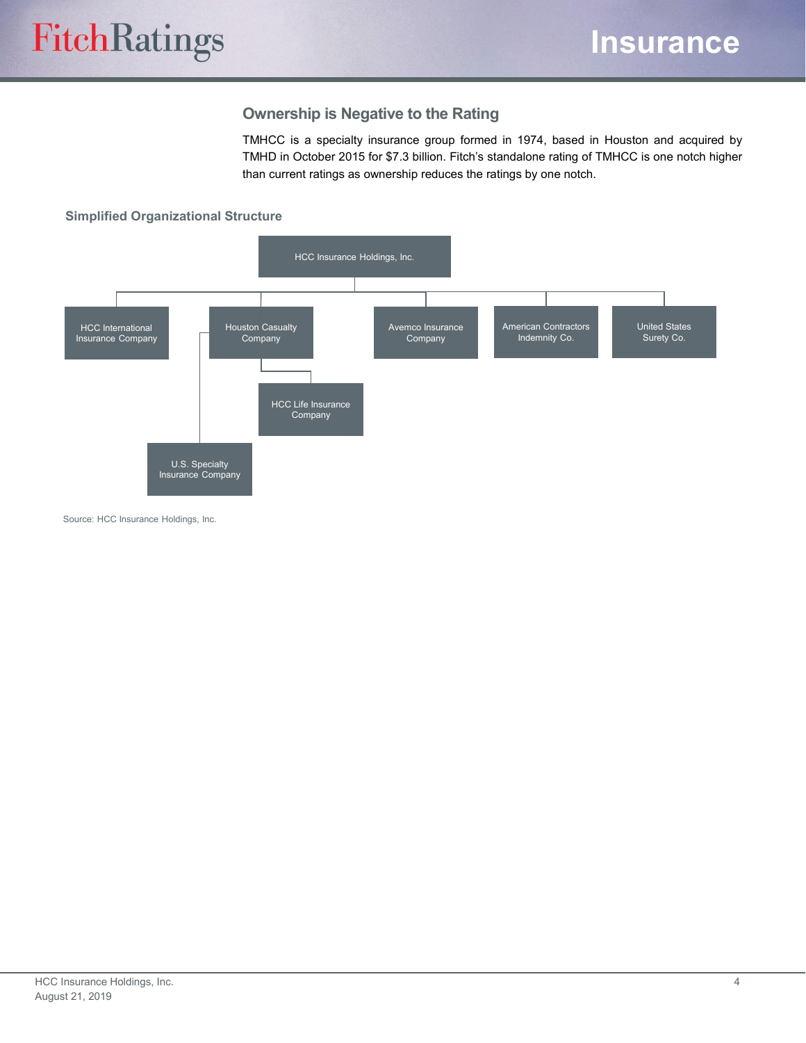## Ownership is Negative to the Rating

TMHCC is a specialty insurance group formed in 1974, based in Houston and acquired by TMHD in October 2015 for $7.3 billion. Fitch's standalone rating of TMHCC is one notch higher than current ratings as ownership reduces the ratings by one notch.

### Simplified Organizational Structure

- HCC Insurance Holdings, Inc.
  - HCC International Insurance Company
  - Houston Casualty Company
    - HCC Life Insurance Company
    - U.S. Specialty Insurance Company
  - Avemco Insurance Company
  - American Contractors Indemnity Co.
  - United States Surety Co.

Source: HCC Insurance Holdings, Inc.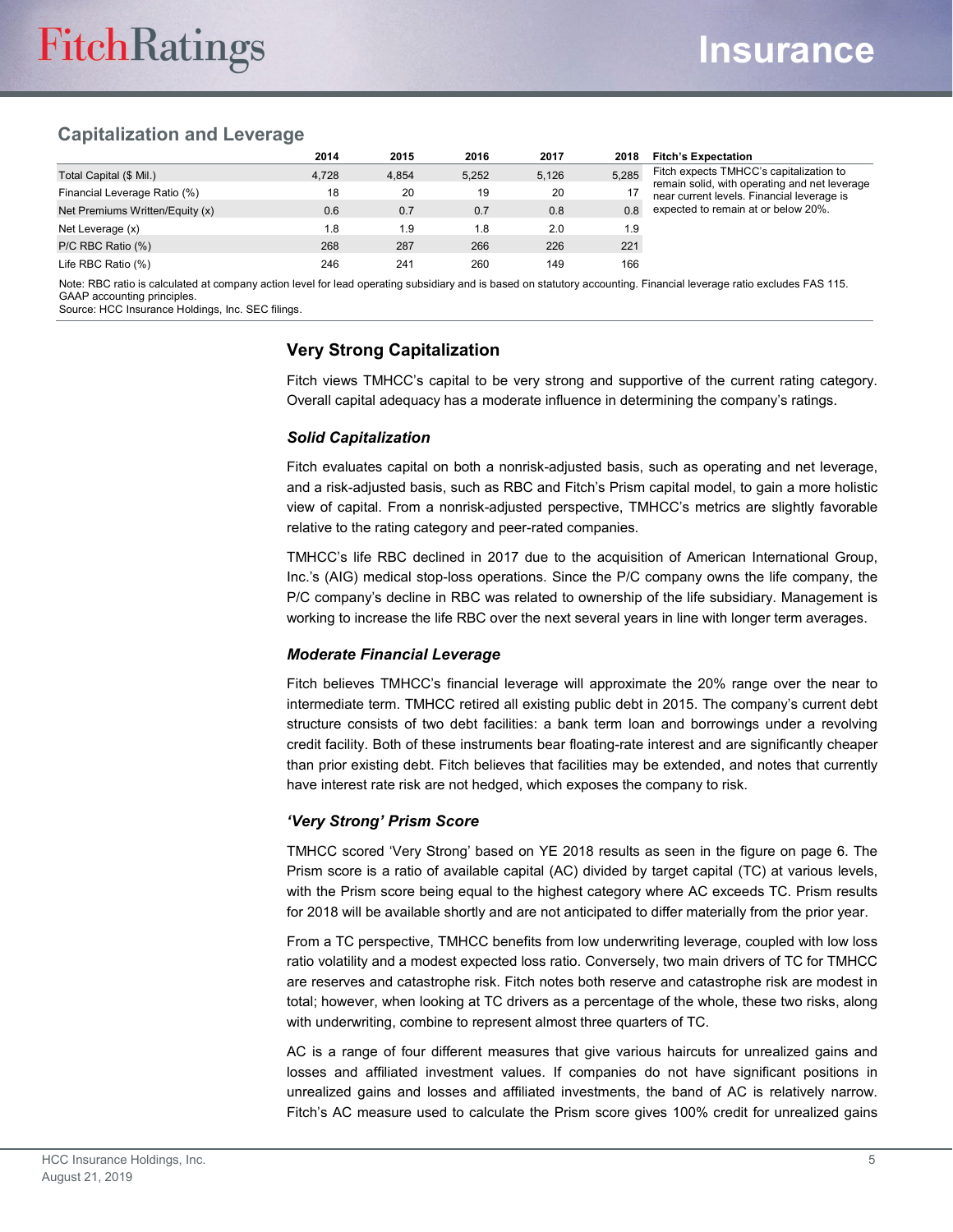## Capitalization and Leverage

| | 2014 | 2015 | 2016 | 2017 | 2018 |
|---|---|---|---|---|---|
| Total Capital ($ Mil.) | 4,728 | 4,854 | 5,252 | 5,126 | 5,285 |
| Financial Leverage Ratio (%) | 18 | 20 | 19 | 20 | 17 |
| Net Premiums Written/Equity (x) | 0.6 | 0.7 | 0.7 | 0.8 | 0.8 |
| Net Leverage (x) | 1.8 | 1.9 | 1.8 | 2.0 | 1.9 |
| P/C RBC Ratio (%) | 268 | 287 | 266 | 226 | 221 |
| Life RBC Ratio (%) | 246 | 241 | 260 | 149 | 166 |

**Fitch's Expectation**

Fitch expects TMHCC's capitalization to remain solid, with operating and net leverage near current levels. Financial leverage is expected to remain at or below 20%.

Note: RBC ratio is calculated at company action level for lead operating subsidiary and is based on statutory accounting. Financial leverage ratio excludes FAS 115. GAAP accounting principles.
Source: HCC Insurance Holdings, Inc. SEC filings.

### Very Strong Capitalization

Fitch views TMHCC's capital to be very strong and supportive of the current rating category. Overall capital adequacy has a moderate influence in determining the company's ratings.

#### *Solid Capitalization*

Fitch evaluates capital on both a nonrisk-adjusted basis, such as operating and net leverage, and a risk-adjusted basis, such as RBC and Fitch's Prism capital model, to gain a more holistic view of capital. From a nonrisk-adjusted perspective, TMHCC's metrics are slightly favorable relative to the rating category and peer-rated companies.

TMHCC's life RBC declined in 2017 due to the acquisition of American International Group, Inc.'s (AIG) medical stop-loss operations. Since the P/C company owns the life company, the P/C company's decline in RBC was related to ownership of the life subsidiary. Management is working to increase the life RBC over the next several years in line with longer term averages.

#### *Moderate Financial Leverage*

Fitch believes TMHCC's financial leverage will approximate the 20% range over the near to intermediate term. TMHCC retired all existing public debt in 2015. The company's current debt structure consists of two debt facilities: a bank term loan and borrowings under a revolving credit facility. Both of these instruments bear floating-rate interest and are significantly cheaper than prior existing debt. Fitch believes that facilities may be extended, and notes that currently have interest rate risk are not hedged, which exposes the company to risk.

#### *'Very Strong' Prism Score*

TMHCC scored 'Very Strong' based on YE 2018 results as seen in the figure on page 6. The Prism score is a ratio of available capital (AC) divided by target capital (TC) at various levels, with the Prism score being equal to the highest category where AC exceeds TC. Prism results for 2018 will be available shortly and are not anticipated to differ materially from the prior year.

From a TC perspective, TMHCC benefits from low underwriting leverage, coupled with low loss ratio volatility and a modest expected loss ratio. Conversely, two main drivers of TC for TMHCC are reserves and catastrophe risk. Fitch notes both reserve and catastrophe risk are modest in total; however, when looking at TC drivers as a percentage of the whole, these two risks, along with underwriting, combine to represent almost three quarters of TC.

AC is a range of four different measures that give various haircuts for unrealized gains and losses and affiliated investment values. If companies do not have significant positions in unrealized gains and losses and affiliated investments, the band of AC is relatively narrow. Fitch's AC measure used to calculate the Prism score gives 100% credit for unrealized gains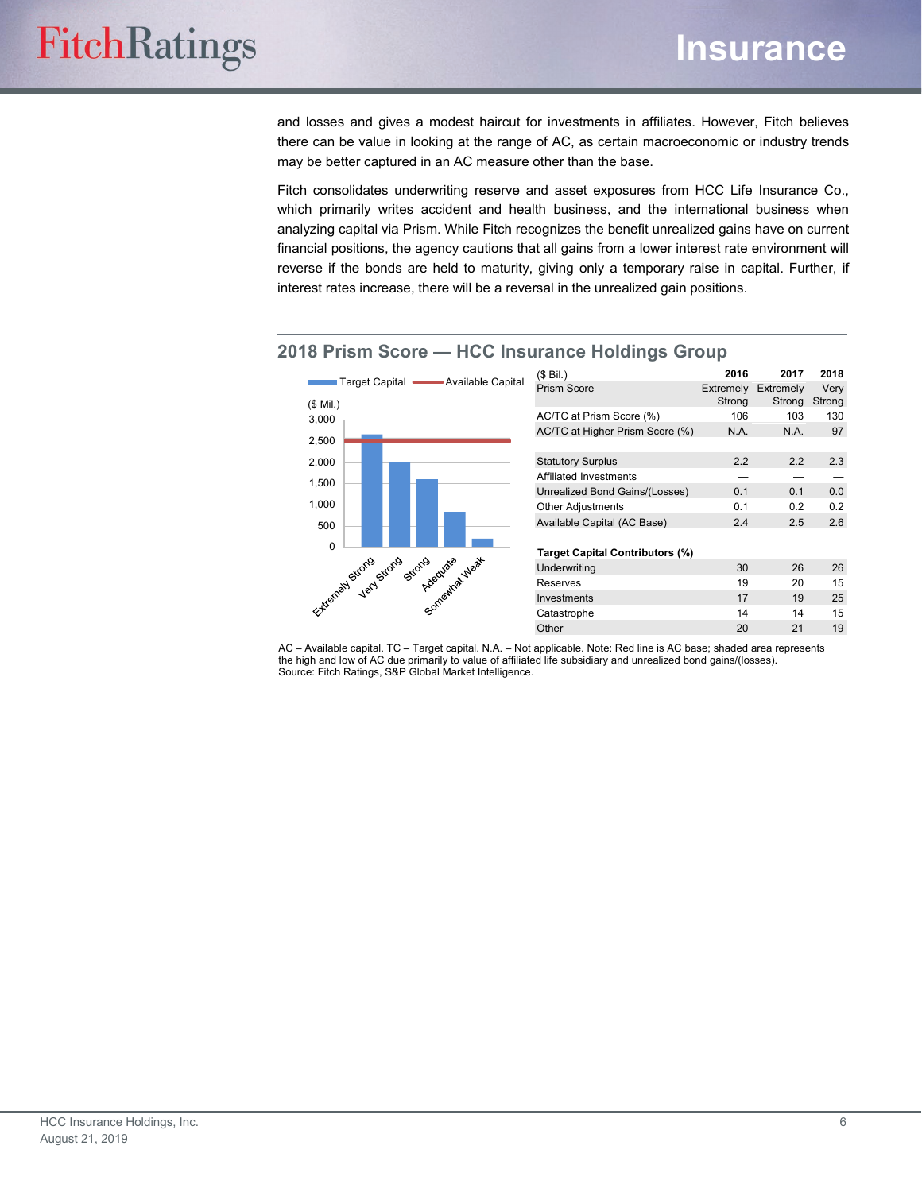and losses and gives a modest haircut for investments in affiliates. However, Fitch believes there can be value in looking at the range of AC, as certain macroeconomic or industry trends may be better captured in an AC measure other than the base.

Fitch consolidates underwriting reserve and asset exposures from HCC Life Insurance Co., which primarily writes accident and health business, and the international business when analyzing capital via Prism. While Fitch recognizes the benefit unrealized gains have on current financial positions, the agency cautions that all gains from a lower interest rate environment will reverse if the bonds are held to maturity, giving only a temporary raise in capital. Further, if interest rates increase, there will be a reversal in the unrealized gain positions.

## 2018 Prism Score — HCC Insurance Holdings Group

| ($ Bil.) | 2016 | 2017 | 2018 |
|---|---|---|---|
| Prism Score | Extremely Strong | Extremely Strong | Very Strong |
| AC/TC at Prism Score (%) | 106 | 103 | 130 |
| AC/TC at Higher Prism Score (%) | N.A. | N.A. | 97 |
| | | | |
| Statutory Surplus | 2.2 | 2.2 | 2.3 |
| Affiliated Investments | — | — | — |
| Unrealized Bond Gains/(Losses) | 0.1 | 0.1 | 0.0 |
| Other Adjustments | 0.1 | 0.2 | 0.2 |
| Available Capital (AC Base) | 2.4 | 2.5 | 2.6 |
| | | | |
| **Target Capital Contributors (%)** | | | |
| Underwriting | 30 | 26 | 26 |
| Reserves | 19 | 20 | 15 |
| Investments | 17 | 19 | 25 |
| Catastrophe | 14 | 14 | 15 |
| Other | 20 | 21 | 19 |

AC – Available capital. TC – Target capital. N.A. – Not applicable. Note: Red line is AC base; shaded area represents the high and low of AC due primarily to value of affiliated life subsidiary and unrealized bond gains/(losses).
Source: Fitch Ratings, S&P Global Market Intelligence.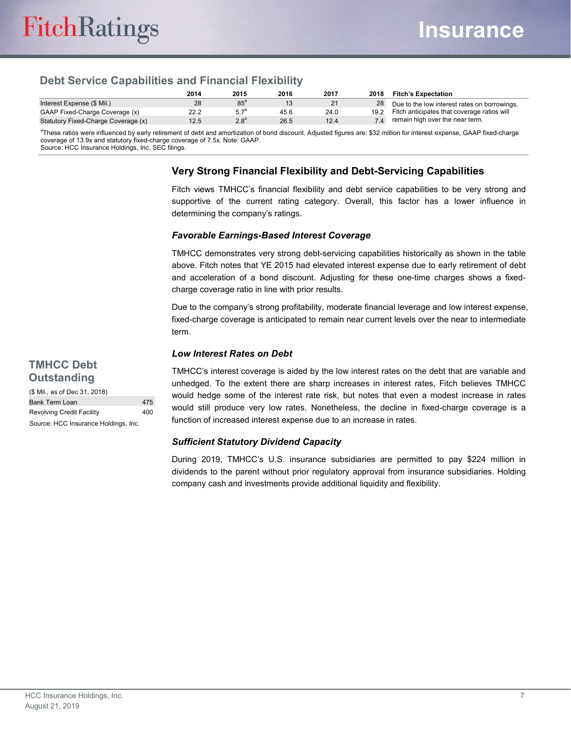## Debt Service Capabilities and Financial Flexibility

| | 2014 | 2015 | 2016 | 2017 | 2018 | Fitch's Expectation |
|---|---|---|---|---|---|---|
| Interest Expense ($ Mil.) | 28 | 85[a] | 13 | 21 | 28 | Due to the low interest rates on borrowings, Fitch anticipates that coverage ratios will remain high over the near term. |
| GAAP Fixed-Charge Coverage (x) | 22.2 | 5.7[a] | 45.6 | 24.0 | 19.2 | |
| Statutory Fixed-Charge Coverage (x) | 12.5 | 2.8[a] | 26.5 | 12.4 | 7.4 | |

[a]These ratios were influenced by early retirement of debt and amortization of bond discount. Adjusted figures are: $32 million for interest expense, GAAP fixed-charge coverage of 13.9x and statutory fixed-charge coverage of 7.5x. Note: GAAP.
Source: HCC Insurance Holdings, Inc. SEC filings.

### Very Strong Financial Flexibility and Debt-Servicing Capabilities

Fitch views TMHCC's financial flexibility and debt service capabilities to be very strong and supportive of the current rating category. Overall, this factor has a lower influence in determining the company's ratings.

#### *Favorable Earnings-Based Interest Coverage*

TMHCC demonstrates very strong debt-servicing capabilities historically as shown in the table above. Fitch notes that YE 2015 had elevated interest expense due to early retirement of debt and acceleration of a bond discount. Adjusting for these one-time charges shows a fixed-charge coverage ratio in line with prior results.

Due to the company's strong profitability, moderate financial leverage and low interest expense, fixed-charge coverage is anticipated to remain near current levels over the near to intermediate term.

#### *Low Interest Rates on Debt*

TMHCC's interest coverage is aided by the low interest rates on the debt that are variable and unhedged. To the extent there are sharp increases in interest rates, Fitch believes TMHCC would hedge some of the interest rate risk, but notes that even a modest increase in rates would still produce very low rates. Nonetheless, the decline in fixed-charge coverage is a function of increased interest expense due to an increase in rates.

### TMHCC Debt Outstanding

($ Mil., as of Dec 31, 2018)

| | |
|---|---|
| Bank Term Loan | 475 |
| Revolving Credit Facility | 400 |

Source: HCC Insurance Holdings, Inc.

#### *Sufficient Statutory Dividend Capacity*

During 2019, TMHCC's U.S. insurance subsidiaries are permitted to pay $224 million in dividends to the parent without prior regulatory approval from insurance subsidiaries. Holding company cash and investments provide additional liquidity and flexibility.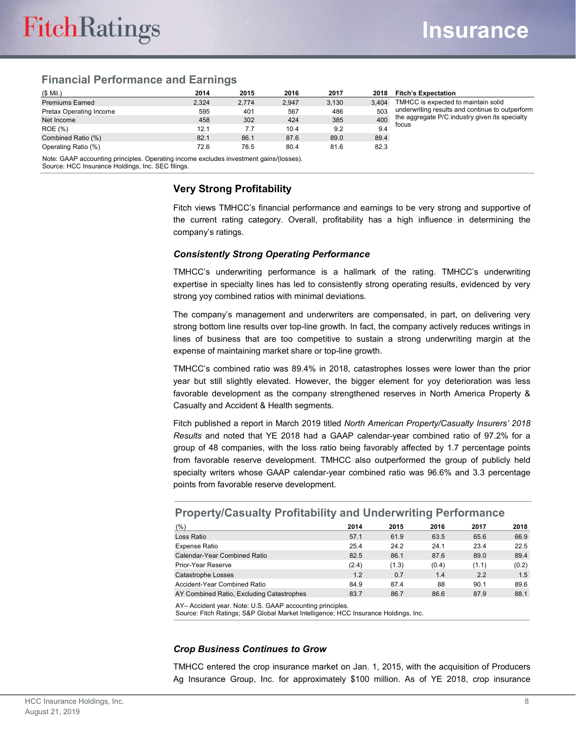## Financial Performance and Earnings

| ($ Mil.) | 2014 | 2015 | 2016 | 2017 | 2018 |
|---|---|---|---|---|---|
| Premiums Earned | 2,324 | 2,774 | 2,947 | 3,130 | 3,404 |
| Pretax Operating Income | 595 | 401 | 567 | 486 | 503 |
| Net Income | 458 | 302 | 424 | 385 | 400 |
| ROE (%) | 12.1 | 7.7 | 10.4 | 9.2 | 9.4 |
| Combined Ratio (%) | 82.1 | 86.1 | 87.6 | 89.0 | 89.4 |
| Operating Ratio (%) | 72.6 | 78.5 | 80.4 | 81.6 | 82.3 |

Note: GAAP accounting principles. Operating income excludes investment gains/(losses).
Source: HCC Insurance Holdings, Inc. SEC filings.

**Fitch's Expectation**

TMHCC is expected to maintain solid underwriting results and continue to outperform the aggregate P/C industry given its specialty focus

### Very Strong Profitability

Fitch views TMHCC's financial performance and earnings to be very strong and supportive of the current rating category. Overall, profitability has a high influence in determining the company's ratings.

#### *Consistently Strong Operating Performance*

TMHCC's underwriting performance is a hallmark of the rating. TMHCC's underwriting expertise in specialty lines has led to consistently strong operating results, evidenced by very strong yoy combined ratios with minimal deviations.

The company's management and underwriters are compensated, in part, on delivering very strong bottom line results over top-line growth. In fact, the company actively reduces writings in lines of business that are too competitive to sustain a strong underwriting margin at the expense of maintaining market share or top-line growth.

TMHCC's combined ratio was 89.4% in 2018, catastrophes losses were lower than the prior year but still slightly elevated. However, the bigger element for yoy deterioration was less favorable development as the company strengthened reserves in North America Property & Casualty and Accident & Health segments.

Fitch published a report in March 2019 titled *North American Property/Casualty Insurers' 2018 Results* and noted that YE 2018 had a GAAP calendar-year combined ratio of 97.2% for a group of 48 companies, with the loss ratio being favorably affected by 1.7 percentage points from favorable reserve development. TMHCC also outperformed the group of publicly held specialty writers whose GAAP calendar-year combined ratio was 96.6% and 3.3 percentage points from favorable reserve development.

## Property/Casualty Profitability and Underwriting Performance

| (%) | 2014 | 2015 | 2016 | 2017 | 2018 |
|---|---|---|---|---|---|
| Loss Ratio | 57.1 | 61.9 | 63.5 | 65.6 | 66.9 |
| Expense Ratio | 25.4 | 24.2 | 24.1 | 23.4 | 22.5 |
| Calendar-Year Combined Ratio | 82.5 | 86.1 | 87.6 | 89.0 | 89.4 |
| Prior-Year Reserve | (2.4) | (1.3) | (0.4) | (1.1) | (0.2) |
| Catastrophe Losses | 1.2 | 0.7 | 1.4 | 2.2 | 1.5 |
| Accident-Year Combined Ratio | 84.9 | 87.4 | 88 | 90.1 | 89.6 |
| AY Combined Ratio, Excluding Catastrophes | 83.7 | 86.7 | 86.6 | 87.9 | 88.1 |

AY– Accident year. Note: U.S. GAAP accounting principles.
Source: Fitch Ratings; S&P Global Market Intelligence; HCC Insurance Holdings, Inc.

#### *Crop Business Continues to Grow*

TMHCC entered the crop insurance market on Jan. 1, 2015, with the acquisition of Producers Ag Insurance Group, Inc. for approximately $100 million. As of YE 2018, crop insurance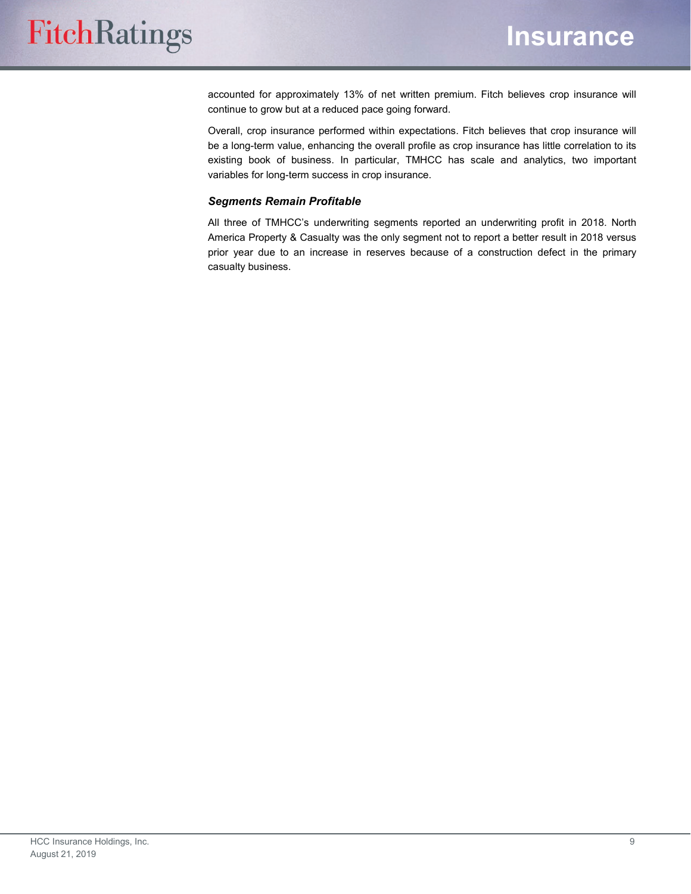accounted for approximately 13% of net written premium. Fitch believes crop insurance will continue to grow but at a reduced pace going forward.

Overall, crop insurance performed within expectations. Fitch believes that crop insurance will be a long-term value, enhancing the overall profile as crop insurance has little correlation to its existing book of business. In particular, TMHCC has scale and analytics, two important variables for long-term success in crop insurance.

### *Segments Remain Profitable*

All three of TMHCC's underwriting segments reported an underwriting profit in 2018. North America Property & Casualty was the only segment not to report a better result in 2018 versus prior year due to an increase in reserves because of a construction defect in the primary casualty business.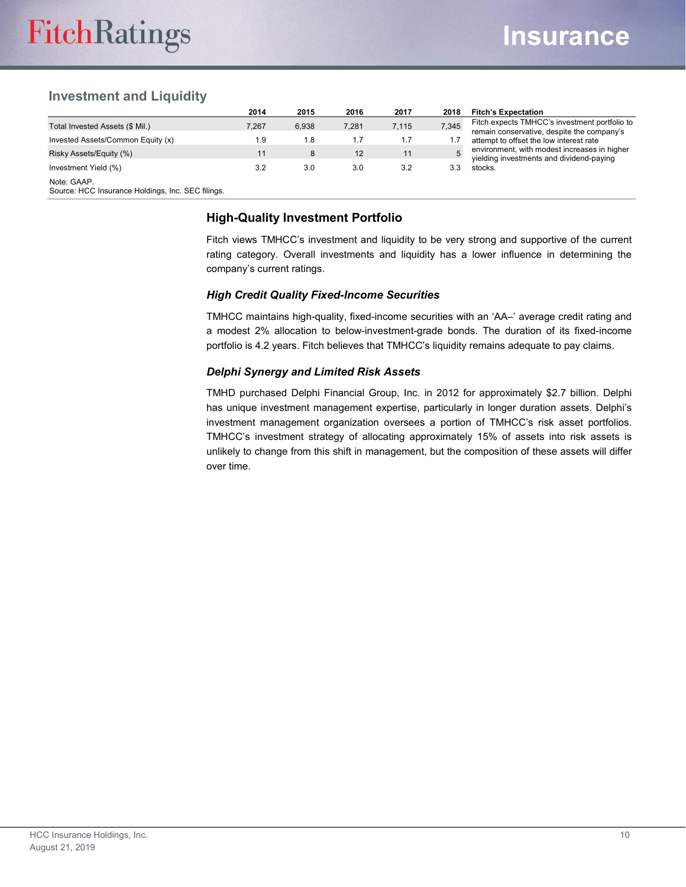## Investment and Liquidity

| | 2014 | 2015 | 2016 | 2017 | 2018 | Fitch's Expectation |
|---|---|---|---|---|---|---|
| Total Invested Assets ($ Mil.) | 7,267 | 6,938 | 7,281 | 7,115 | 7,345 | Fitch expects TMHCC's investment portfolio to remain conservative, despite the company's attempt to offset the low interest rate environment, with modest increases in higher yielding investments and dividend-paying stocks. |
| Invested Assets/Common Equity (x) | 1.9 | 1.8 | 1.7 | 1.7 | 1.7 | |
| Risky Assets/Equity (%) | 11 | 8 | 12 | 11 | 5 | |
| Investment Yield (%) | 3.2 | 3.0 | 3.0 | 3.2 | 3.3 | |

Note: GAAP.
Source: HCC Insurance Holdings, Inc. SEC filings.

### High-Quality Investment Portfolio

Fitch views TMHCC's investment and liquidity to be very strong and supportive of the current rating category. Overall investments and liquidity has a lower influence in determining the company's current ratings.

#### *High Credit Quality Fixed-Income Securities*

TMHCC maintains high-quality, fixed-income securities with an 'AA–' average credit rating and a modest 2% allocation to below-investment-grade bonds. The duration of its fixed-income portfolio is 4.2 years. Fitch believes that TMHCC's liquidity remains adequate to pay claims.

#### *Delphi Synergy and Limited Risk Assets*

TMHD purchased Delphi Financial Group, Inc. in 2012 for approximately $2.7 billion. Delphi has unique investment management expertise, particularly in longer duration assets. Delphi's investment management organization oversees a portion of TMHCC's risk asset portfolios. TMHCC's investment strategy of allocating approximately 15% of assets into risk assets is unlikely to change from this shift in management, but the composition of these assets will differ over time.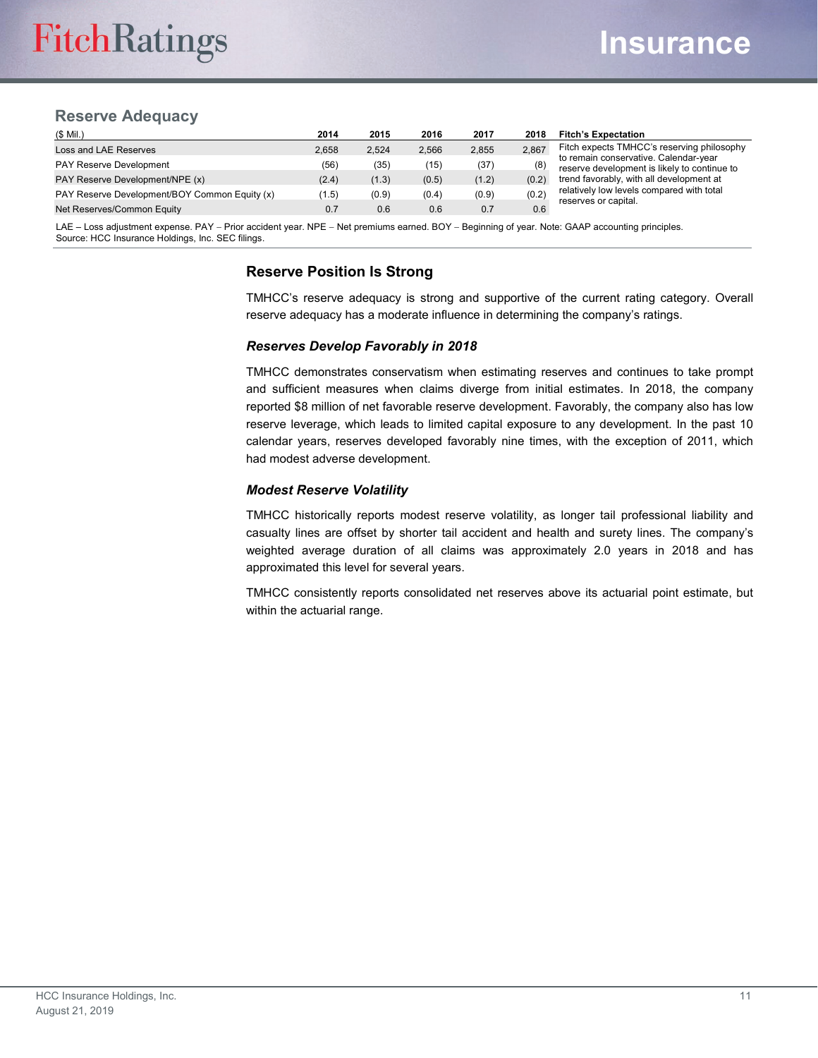## Reserve Adequacy

| ($ Mil.) | 2014 | 2015 | 2016 | 2017 | 2018 | Fitch's Expectation |
|---|---|---|---|---|---|---|
| Loss and LAE Reserves | 2,658 | 2,524 | 2,566 | 2,855 | 2,867 | Fitch expects TMHCC's reserving philosophy to remain conservative. Calendar-year reserve development is likely to continue to trend favorably, with all development at relatively low levels compared with total reserves or capital. |
| PAY Reserve Development | (56) | (35) | (15) | (37) | (8) | |
| PAY Reserve Development/NPE (x) | (2.4) | (1.3) | (0.5) | (1.2) | (0.2) | |
| PAY Reserve Development/BOY Common Equity (x) | (1.5) | (0.9) | (0.4) | (0.9) | (0.2) | |
| Net Reserves/Common Equity | 0.7 | 0.6 | 0.6 | 0.7 | 0.6 | |

LAE – Loss adjustment expense. PAY – Prior accident year. NPE – Net premiums earned. BOY – Beginning of year. Note: GAAP accounting principles.
Source: HCC Insurance Holdings, Inc. SEC filings.

### Reserve Position Is Strong

TMHCC's reserve adequacy is strong and supportive of the current rating category. Overall reserve adequacy has a moderate influence in determining the company's ratings.

#### *Reserves Develop Favorably in 2018*

TMHCC demonstrates conservatism when estimating reserves and continues to take prompt and sufficient measures when claims diverge from initial estimates. In 2018, the company reported $8 million of net favorable reserve development. Favorably, the company also has low reserve leverage, which leads to limited capital exposure to any development. In the past 10 calendar years, reserves developed favorably nine times, with the exception of 2011, which had modest adverse development.

#### *Modest Reserve Volatility*

TMHCC historically reports modest reserve volatility, as longer tail professional liability and casualty lines are offset by shorter tail accident and health and surety lines. The company's weighted average duration of all claims was approximately 2.0 years in 2018 and has approximated this level for several years.

TMHCC consistently reports consolidated net reserves above its actuarial point estimate, but within the actuarial range.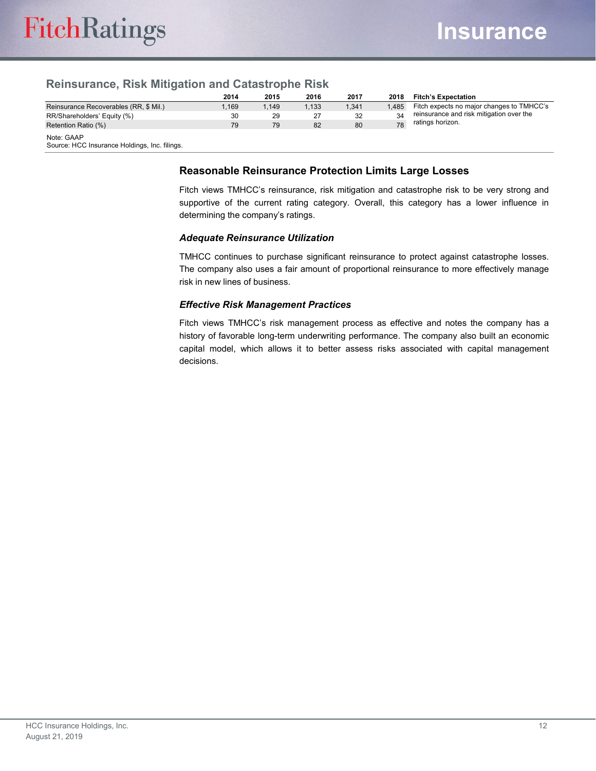## Reinsurance, Risk Mitigation and Catastrophe Risk

| | 2014 | 2015 | 2016 | 2017 | 2018 | Fitch's Expectation |
|---|---|---|---|---|---|---|
| Reinsurance Recoverables (RR, $ Mil.) | 1,169 | 1,149 | 1,133 | 1,341 | 1,485 | Fitch expects no major changes to TMHCC's reinsurance and risk mitigation over the ratings horizon. |
| RR/Shareholders' Equity (%) | 30 | 29 | 27 | 32 | 34 | |
| Retention Ratio (%) | 79 | 79 | 82 | 80 | 78 | |

Note: GAAP
Source: HCC Insurance Holdings, Inc. filings.

### Reasonable Reinsurance Protection Limits Large Losses

Fitch views TMHCC's reinsurance, risk mitigation and catastrophe risk to be very strong and supportive of the current rating category. Overall, this category has a lower influence in determining the company's ratings.

#### *Adequate Reinsurance Utilization*

TMHCC continues to purchase significant reinsurance to protect against catastrophe losses. The company also uses a fair amount of proportional reinsurance to more effectively manage risk in new lines of business.

#### *Effective Risk Management Practices*

Fitch views TMHCC's risk management process as effective and notes the company has a history of favorable long-term underwriting performance. The company also built an economic capital model, which allows it to better assess risks associated with capital management decisions.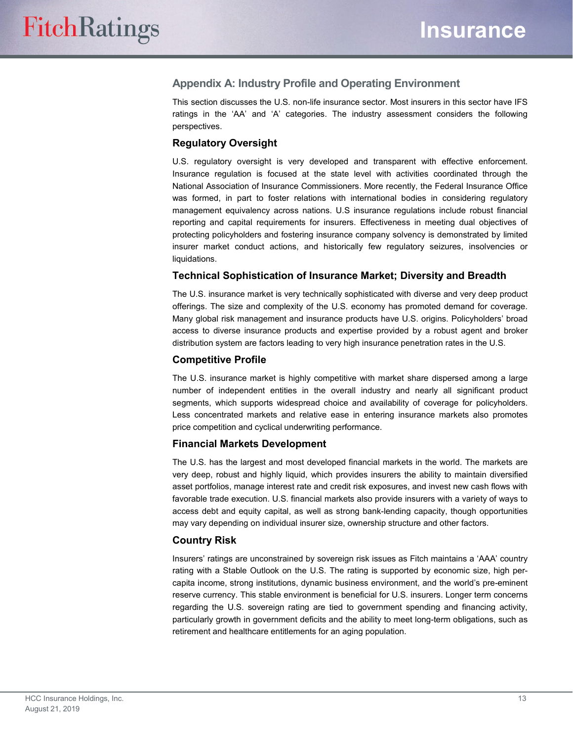## Appendix A: Industry Profile and Operating Environment

This section discusses the U.S. non-life insurance sector. Most insurers in this sector have IFS ratings in the 'AA' and 'A' categories. The industry assessment considers the following perspectives.

### Regulatory Oversight

U.S. regulatory oversight is very developed and transparent with effective enforcement. Insurance regulation is focused at the state level with activities coordinated through the National Association of Insurance Commissioners. More recently, the Federal Insurance Office was formed, in part to foster relations with international bodies in considering regulatory management equivalency across nations. U.S insurance regulations include robust financial reporting and capital requirements for insurers. Effectiveness in meeting dual objectives of protecting policyholders and fostering insurance company solvency is demonstrated by limited insurer market conduct actions, and historically few regulatory seizures, insolvencies or liquidations.

### Technical Sophistication of Insurance Market; Diversity and Breadth

The U.S. insurance market is very technically sophisticated with diverse and very deep product offerings. The size and complexity of the U.S. economy has promoted demand for coverage. Many global risk management and insurance products have U.S. origins. Policyholders' broad access to diverse insurance products and expertise provided by a robust agent and broker distribution system are factors leading to very high insurance penetration rates in the U.S.

### Competitive Profile

The U.S. insurance market is highly competitive with market share dispersed among a large number of independent entities in the overall industry and nearly all significant product segments, which supports widespread choice and availability of coverage for policyholders. Less concentrated markets and relative ease in entering insurance markets also promotes price competition and cyclical underwriting performance.

### Financial Markets Development

The U.S. has the largest and most developed financial markets in the world. The markets are very deep, robust and highly liquid, which provides insurers the ability to maintain diversified asset portfolios, manage interest rate and credit risk exposures, and invest new cash flows with favorable trade execution. U.S. financial markets also provide insurers with a variety of ways to access debt and equity capital, as well as strong bank-lending capacity, though opportunities may vary depending on individual insurer size, ownership structure and other factors.

### Country Risk

Insurers' ratings are unconstrained by sovereign risk issues as Fitch maintains a 'AAA' country rating with a Stable Outlook on the U.S. The rating is supported by economic size, high per-capita income, strong institutions, dynamic business environment, and the world's pre-eminent reserve currency. This stable environment is beneficial for U.S. insurers. Longer term concerns regarding the U.S. sovereign rating are tied to government spending and financing activity, particularly growth in government deficits and the ability to meet long-term obligations, such as retirement and healthcare entitlements for an aging population.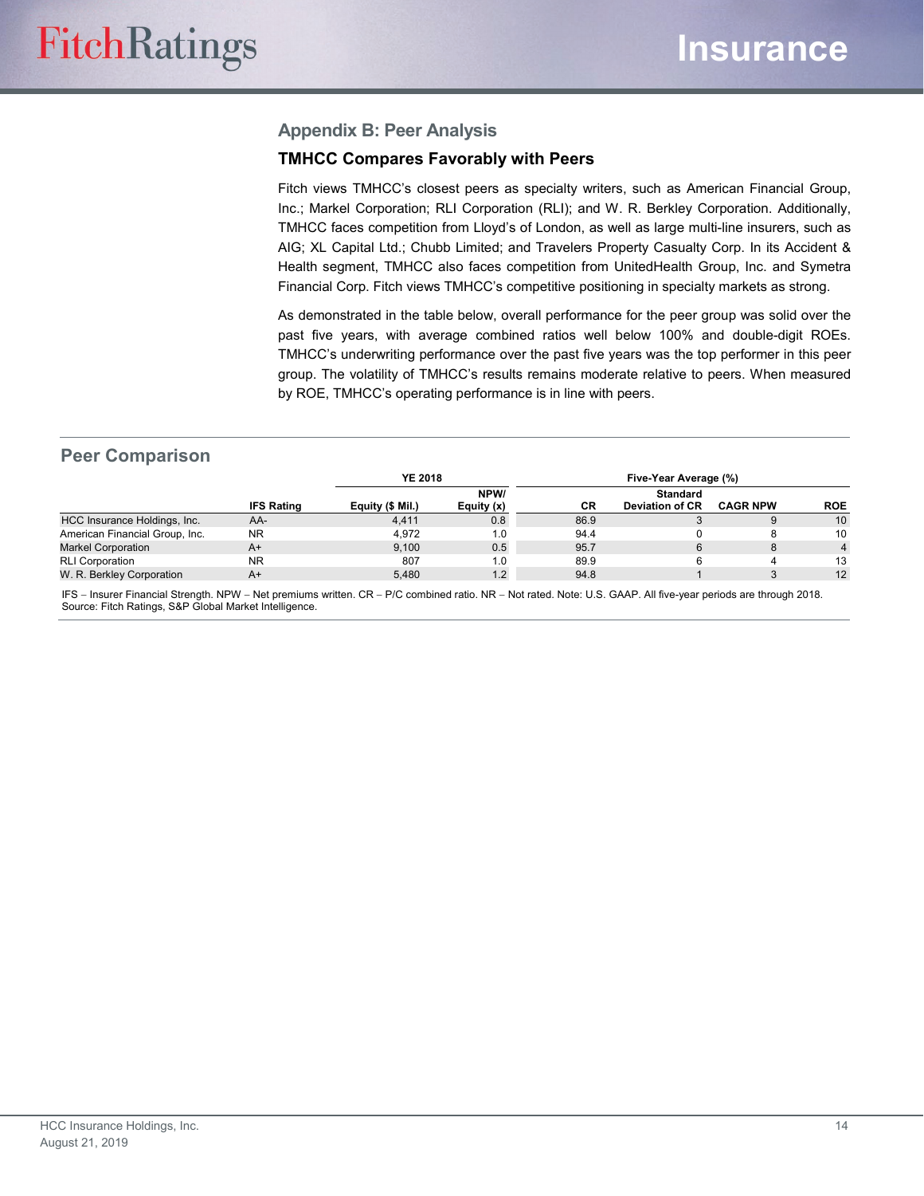## Appendix B: Peer Analysis

### TMHCC Compares Favorably with Peers

Fitch views TMHCC's closest peers as specialty writers, such as American Financial Group, Inc.; Markel Corporation; RLI Corporation (RLI); and W. R. Berkley Corporation. Additionally, TMHCC faces competition from Lloyd's of London, as well as large multi-line insurers, such as AIG; XL Capital Ltd.; Chubb Limited; and Travelers Property Casualty Corp. In its Accident & Health segment, TMHCC also faces competition from UnitedHealth Group, Inc. and Symetra Financial Corp. Fitch views TMHCC's competitive positioning in specialty markets as strong.

As demonstrated in the table below, overall performance for the peer group was solid over the past five years, with average combined ratios well below 100% and double-digit ROEs. TMHCC's underwriting performance over the past five years was the top performer in this peer group. The volatility of TMHCC's results remains moderate relative to peers. When measured by ROE, TMHCC's operating performance is in line with peers.

### Peer Comparison

| | | YE 2018 | | Five-Year Average (%) | | | |
|---|---|---|---|---|---|---|---|
| | IFS Rating | Equity ($ Mil.) | NPW/ Equity (x) | CR | Standard Deviation of CR | CAGR NPW | ROE |
| HCC Insurance Holdings, Inc. | AA- | 4,411 | 0.8 | 86.9 | 3 | 9 | 10 |
| American Financial Group, Inc. | NR | 4,972 | 1.0 | 94.4 | 0 | 8 | 10 |
| Markel Corporation | A+ | 9,100 | 0.5 | 95.7 | 6 | 8 | 4 |
| RLI Corporation | NR | 807 | 1.0 | 89.9 | 6 | 4 | 13 |
| W. R. Berkley Corporation | A+ | 5,480 | 1.2 | 94.8 | 1 | 3 | 12 |

IFS – Insurer Financial Strength. NPW – Net premiums written. CR – P/C combined ratio. NR – Not rated. Note: U.S. GAAP. All five-year periods are through 2018.
Source: Fitch Ratings, S&P Global Market Intelligence.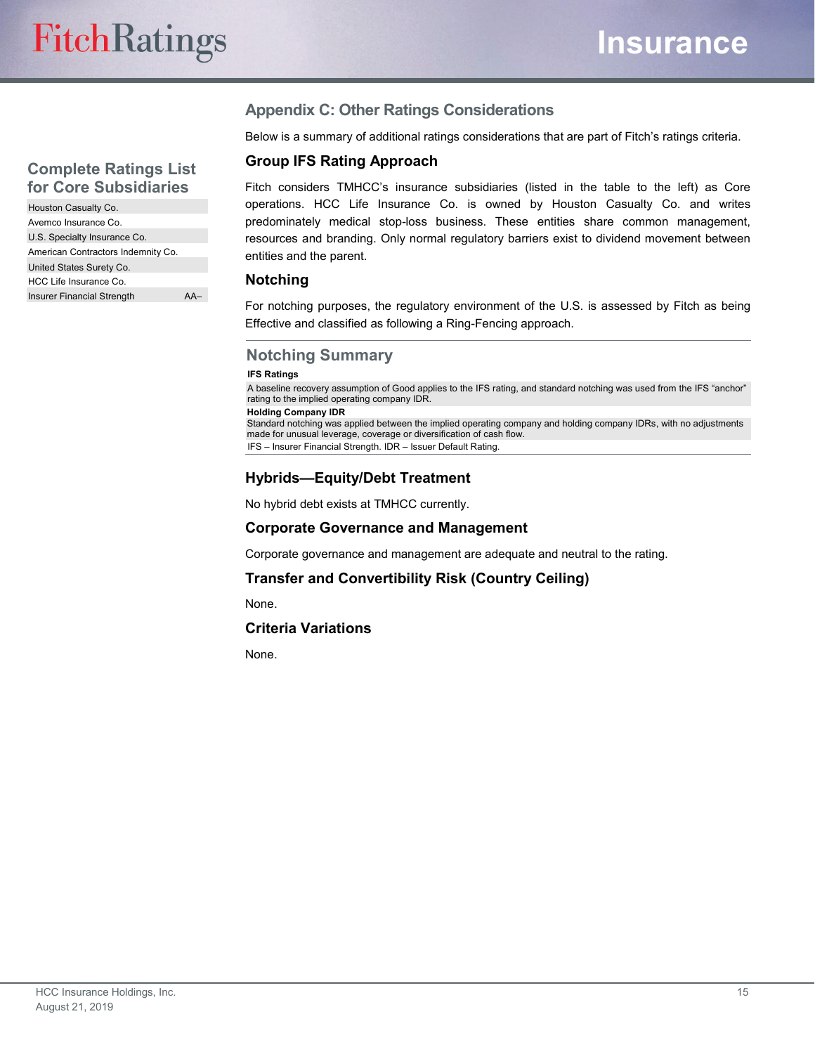## Complete Ratings List for Core Subsidiaries

| | |
|---|---|
| Houston Casualty Co. | |
| Avemco Insurance Co. | |
| U.S. Specialty Insurance Co. | |
| American Contractors Indemnity Co. | |
| United States Surety Co. | |
| HCC Life Insurance Co. | |
| Insurer Financial Strength | AA– |

## Appendix C: Other Ratings Considerations

Below is a summary of additional ratings considerations that are part of Fitch's ratings criteria.

### Group IFS Rating Approach

Fitch considers TMHCC's insurance subsidiaries (listed in the table to the left) as Core operations. HCC Life Insurance Co. is owned by Houston Casualty Co. and writes predominately medical stop-loss business. These entities share common management, resources and branding. Only normal regulatory barriers exist to dividend movement between entities and the parent.

### Notching

For notching purposes, the regulatory environment of the U.S. is assessed by Fitch as being Effective and classified as following a Ring-Fencing approach.

### Notching Summary

**IFS Ratings**

A baseline recovery assumption of Good applies to the IFS rating, and standard notching was used from the IFS "anchor" rating to the implied operating company IDR.

**Holding Company IDR**

Standard notching was applied between the implied operating company and holding company IDRs, with no adjustments made for unusual leverage, coverage or diversification of cash flow.

IFS – Insurer Financial Strength. IDR – Issuer Default Rating.

### Hybrids—Equity/Debt Treatment

No hybrid debt exists at TMHCC currently.

### Corporate Governance and Management

Corporate governance and management are adequate and neutral to the rating.

### Transfer and Convertibility Risk (Country Ceiling)

None.

### Criteria Variations

None.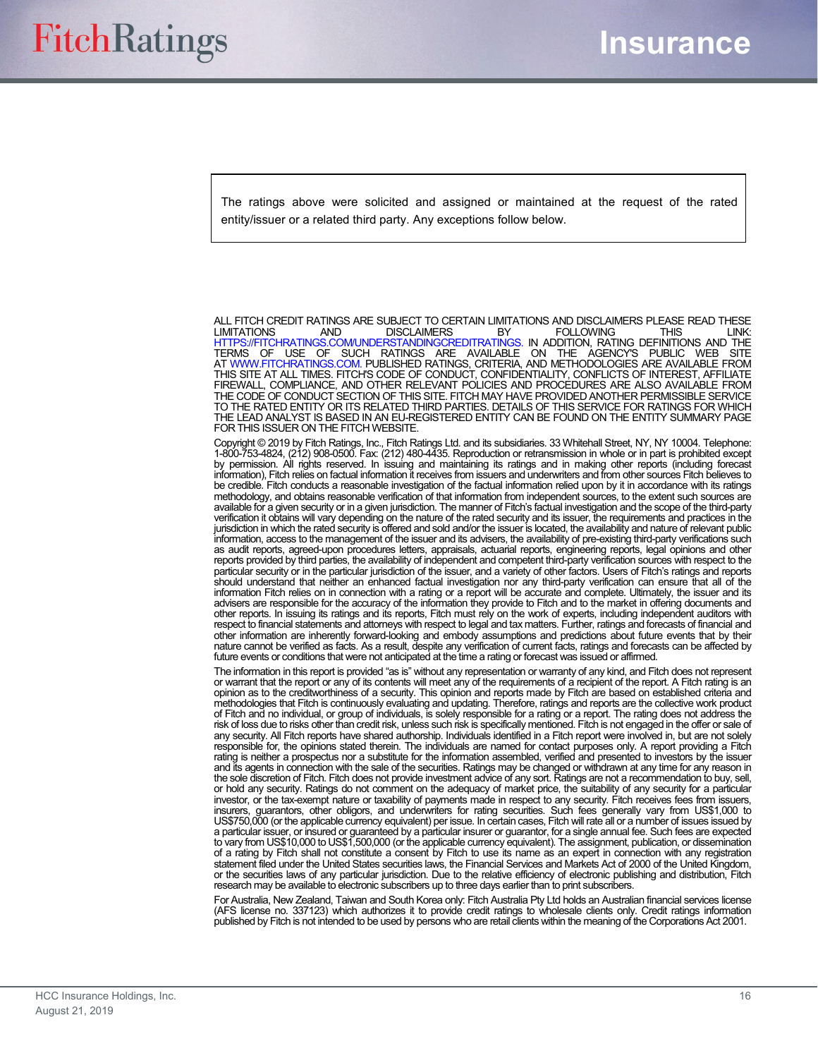The ratings above were solicited and assigned or maintained at the request of the rated entity/issuer or a related third party. Any exceptions follow below.

ALL FITCH CREDIT RATINGS ARE SUBJECT TO CERTAIN LIMITATIONS AND DISCLAIMERS PLEASE READ THESE LIMITATIONS AND DISCLAIMERS BY FOLLOWING THIS LINK: HTTPS://FITCHRATINGS.COM/UNDERSTANDINGCREDITRATINGS. IN ADDITION, RATING DEFINITIONS AND THE TERMS OF USE OF SUCH RATINGS ARE AVAILABLE ON THE AGENCY'S PUBLIC WEB SITE AT WWW.FITCHRATINGS.COM. PUBLISHED RATINGS, CRITERIA, AND METHODOLOGIES ARE AVAILABLE FROM THIS SITE AT ALL TIMES. FITCH'S CODE OF CONDUCT, CONFIDENTIALITY, CONFLICTS OF INTEREST, AFFILIATE FIREWALL, COMPLIANCE, AND OTHER RELEVANT POLICIES AND PROCEDURES ARE ALSO AVAILABLE FROM THE CODE OF CONDUCT SECTION OF THIS SITE. FITCH MAY HAVE PROVIDED ANOTHER PERMISSIBLE SERVICE TO THE RATED ENTITY OR ITS RELATED THIRD PARTIES. DETAILS OF THIS SERVICE FOR RATINGS FOR WHICH THE LEAD ANALYST IS BASED IN AN EU-REGISTERED ENTITY CAN BE FOUND ON THE ENTITY SUMMARY PAGE FOR THIS ISSUER ON THE FITCH WEBSITE.

Copyright © 2019 by Fitch Ratings, Inc., Fitch Ratings Ltd. and its subsidiaries. 33 Whitehall Street, NY, NY 10004. Telephone: 1-800-753-4824, (212) 908-0500. Fax: (212) 480-4435. Reproduction or retransmission in whole or in part is prohibited except by permission. All rights reserved. In issuing and maintaining its ratings and in making other reports (including forecast information), Fitch relies on factual information it receives from issuers and underwriters and from other sources Fitch believes to be credible. Fitch conducts a reasonable investigation of the factual information relied upon by it in accordance with its ratings methodology, and obtains reasonable verification of that information from independent sources, to the extent such sources are available for a given security or in a given jurisdiction. The manner of Fitch's factual investigation and the scope of the third-party verification it obtains will vary depending on the nature of the rated security and its issuer, the requirements and practices in the jurisdiction in which the rated security is offered and sold and/or the issuer is located, the availability and nature of relevant public information, access to the management of the issuer and its advisers, the availability of pre-existing third-party verifications such as audit reports, agreed-upon procedures letters, appraisals, actuarial reports, engineering reports, legal opinions and other reports provided by third parties, the availability of independent and competent third-party verification sources with respect to the particular security or in the particular jurisdiction of the issuer, and a variety of other factors. Users of Fitch's ratings and reports should understand that neither an enhanced factual investigation nor any third-party verification can ensure that all of the information Fitch relies on in connection with a rating or a report will be accurate and complete. Ultimately, the issuer and its advisers are responsible for the accuracy of the information they provide to Fitch and to the market in offering documents and other reports. In issuing its ratings and its reports, Fitch must rely on the work of experts, including independent auditors with respect to financial statements and attorneys with respect to legal and tax matters. Further, ratings and forecasts of financial and other information are inherently forward-looking and embody assumptions and predictions about future events that by their nature cannot be verified as facts. As a result, despite any verification of current facts, ratings and forecasts can be affected by future events or conditions that were not anticipated at the time a rating or forecast was issued or affirmed.

The information in this report is provided "as is" without any representation or warranty of any kind, and Fitch does not represent or warrant that the report or any of its contents will meet any of the requirements of a recipient of the report. A Fitch rating is an opinion as to the creditworthiness of a security. This opinion and reports made by Fitch are based on established criteria and methodologies that Fitch is continuously evaluating and updating. Therefore, ratings and reports are the collective work product of Fitch and no individual, or group of individuals, is solely responsible for a rating or a report. The rating does not address the risk of loss due to risks other than credit risk, unless such risk is specifically mentioned. Fitch is not engaged in the offer or sale of any security. All Fitch reports have shared authorship. Individuals identified in a Fitch report were involved in, but are not solely responsible for, the opinions stated therein. The individuals are named for contact purposes only. A report providing a Fitch rating is neither a prospectus nor a substitute for the information assembled, verified and presented to investors by the issuer and its agents in connection with the sale of the securities. Ratings may be changed or withdrawn at any time for any reason in the sole discretion of Fitch. Fitch does not provide investment advice of any sort. Ratings are not a recommendation to buy, sell, or hold any security. Ratings do not comment on the adequacy of market price, the suitability of any security for a particular investor, or the tax-exempt nature or taxability of payments made in respect to any security. Fitch receives fees from issuers, insurers, guarantors, other obligors, and underwriters for rating securities. Such fees generally vary from US$1,000 to US$750,000 (or the applicable currency equivalent) per issue. In certain cases, Fitch will rate all or a number of issues issued by a particular issuer, or insured or guaranteed by a particular insurer or guarantor, for a single annual fee. Such fees are expected to vary from US$10,000 to US$1,500,000 (or the applicable currency equivalent). The assignment, publication, or dissemination of a rating by Fitch shall not constitute a consent by Fitch to use its name as an expert in connection with any registration statement filed under the United States securities laws, the Financial Services and Markets Act of 2000 of the United Kingdom, or the securities laws of any particular jurisdiction. Due to the relative efficiency of electronic publishing and distribution, Fitch research may be available to electronic subscribers up to three days earlier than to print subscribers.

For Australia, New Zealand, Taiwan and South Korea only: Fitch Australia Pty Ltd holds an Australian financial services license (AFS license no. 337123) which authorizes it to provide credit ratings to wholesale clients only. Credit ratings information published by Fitch is not intended to be used by persons who are retail clients within the meaning of the Corporations Act 2001.